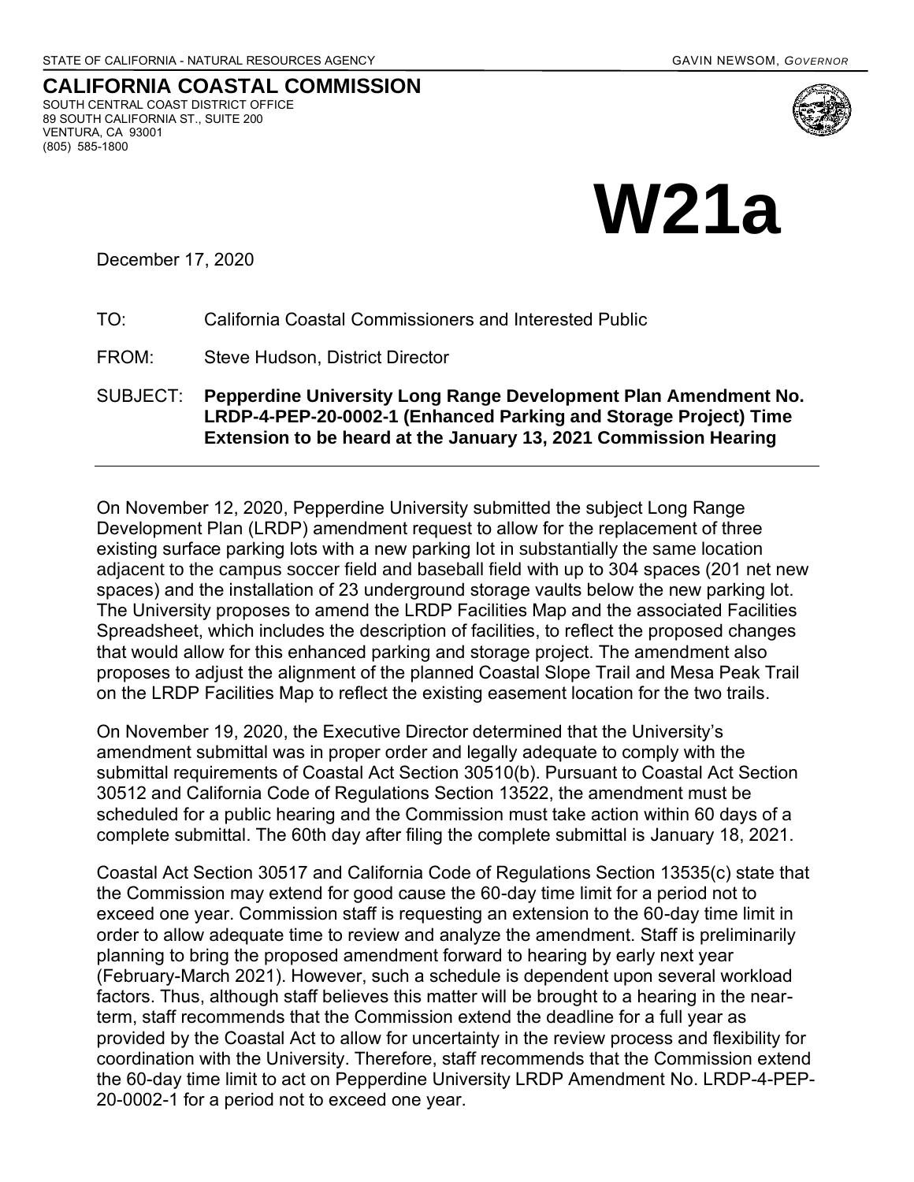STATE OF CALIFORNIA - NATURAL RESOURCES AGENCY GAVIN NEWSOM, *GOVERNOR*

**CALIFORNIA COASTAL COMMISSION**
SOUTH CENTRAL COAST DISTRICT OFFICE
89 SOUTH CALIFORNIA ST., SUITE 200
VENTURA, CA 93001
(805) 585-1800

# W21a

December 17, 2020

TO: California Coastal Commissioners and Interested Public

FROM: Steve Hudson, District Director

SUBJECT: **Pepperdine University Long Range Development Plan Amendment No. LRDP-4-PEP-20-0002-1 (Enhanced Parking and Storage Project) Time Extension to be heard at the January 13, 2021 Commission Hearing**

---

On November 12, 2020, Pepperdine University submitted the subject Long Range Development Plan (LRDP) amendment request to allow for the replacement of three existing surface parking lots with a new parking lot in substantially the same location adjacent to the campus soccer field and baseball field with up to 304 spaces (201 net new spaces) and the installation of 23 underground storage vaults below the new parking lot. The University proposes to amend the LRDP Facilities Map and the associated Facilities Spreadsheet, which includes the description of facilities, to reflect the proposed changes that would allow for this enhanced parking and storage project. The amendment also proposes to adjust the alignment of the planned Coastal Slope Trail and Mesa Peak Trail on the LRDP Facilities Map to reflect the existing easement location for the two trails.

On November 19, 2020, the Executive Director determined that the University's amendment submittal was in proper order and legally adequate to comply with the submittal requirements of Coastal Act Section 30510(b). Pursuant to Coastal Act Section 30512 and California Code of Regulations Section 13522, the amendment must be scheduled for a public hearing and the Commission must take action within 60 days of a complete submittal. The 60th day after filing the complete submittal is January 18, 2021.

Coastal Act Section 30517 and California Code of Regulations Section 13535(c) state that the Commission may extend for good cause the 60-day time limit for a period not to exceed one year. Commission staff is requesting an extension to the 60-day time limit in order to allow adequate time to review and analyze the amendment. Staff is preliminarily planning to bring the proposed amendment forward to hearing by early next year (February-March 2021). However, such a schedule is dependent upon several workload factors. Thus, although staff believes this matter will be brought to a hearing in the near-term, staff recommends that the Commission extend the deadline for a full year as provided by the Coastal Act to allow for uncertainty in the review process and flexibility for coordination with the University. Therefore, staff recommends that the Commission extend the 60-day time limit to act on Pepperdine University LRDP Amendment No. LRDP-4-PEP-20-0002-1 for a period not to exceed one year.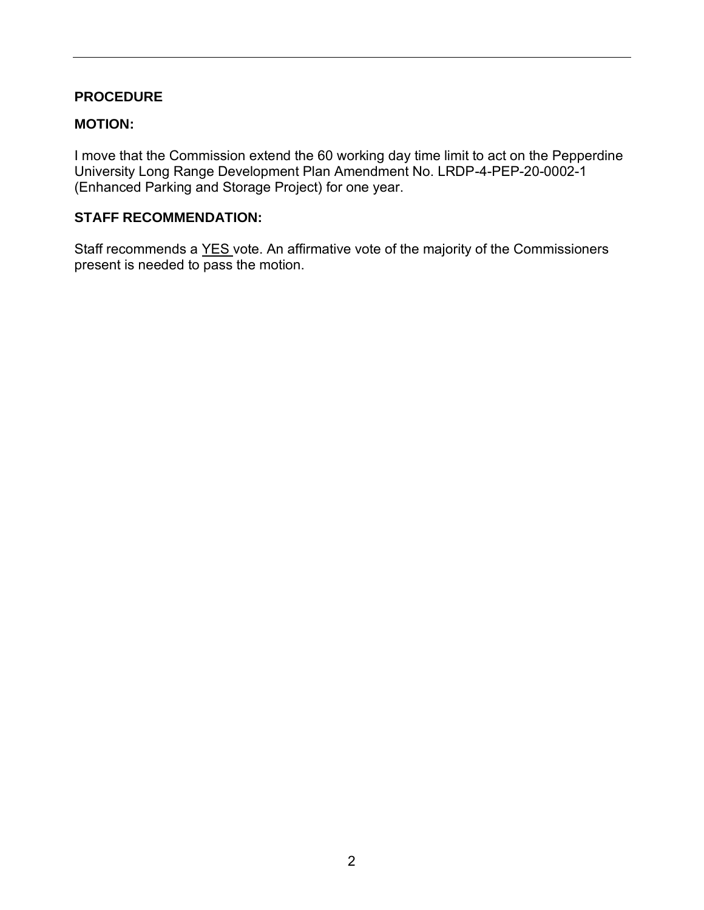## PROCEDURE

### MOTION:

I move that the Commission extend the 60 working day time limit to act on the Pepperdine University Long Range Development Plan Amendment No. LRDP-4-PEP-20-0002-1 (Enhanced Parking and Storage Project) for one year.

### STAFF RECOMMENDATION:

Staff recommends a <u>YES</u> vote. An affirmative vote of the majority of the Commissioners present is needed to pass the motion.